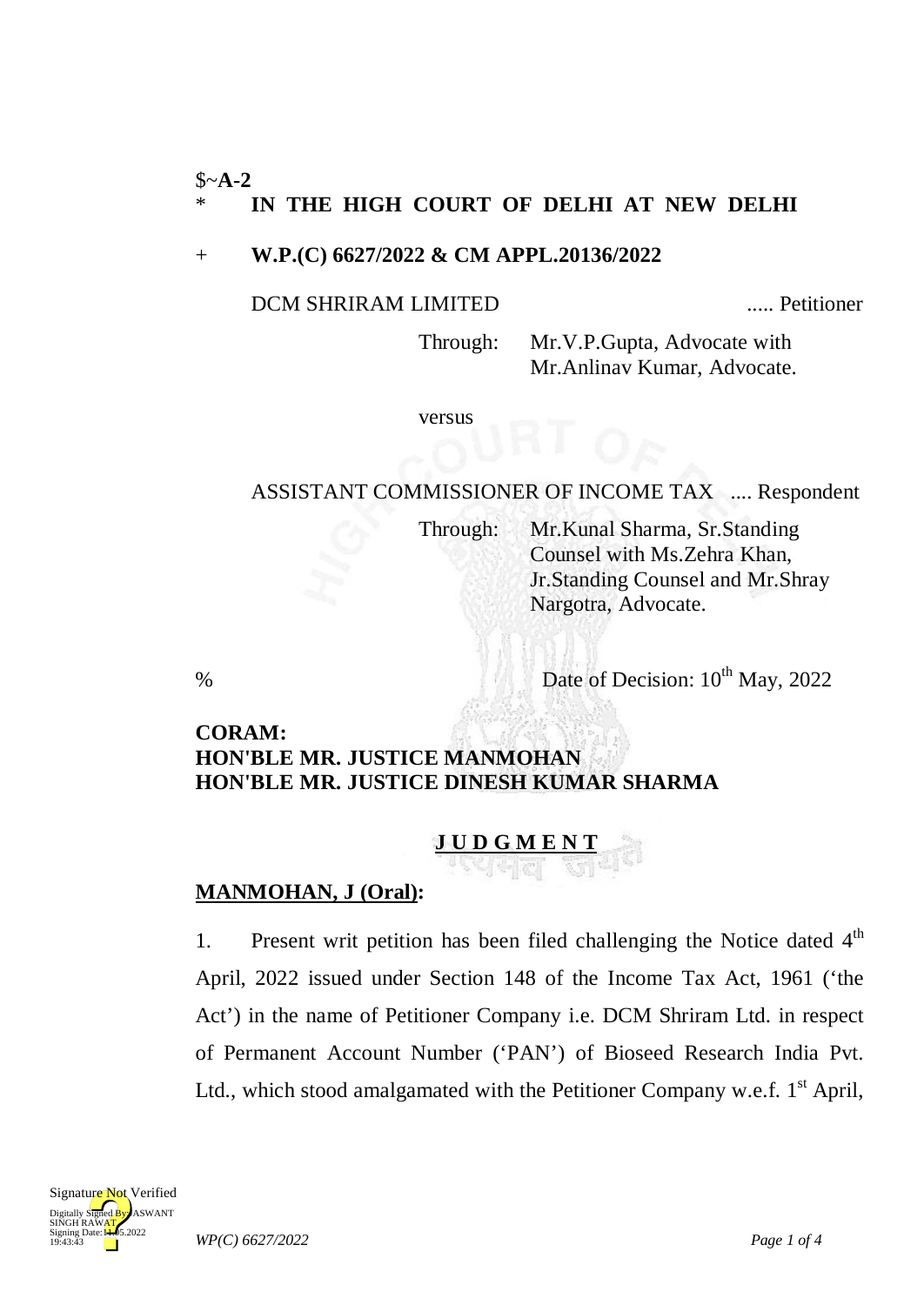$~**A-2**

\* **IN THE HIGH COURT OF DELHI AT NEW DELHI**

\+ **W.P.(C) 6627/2022 & CM APPL.20136/2022**

DCM SHRIRAM LIMITED ..... Petitioner

Through: Mr.V.P.Gupta, Advocate with Mr.Anlinav Kumar, Advocate.

versus

ASSISTANT COMMISSIONER OF INCOME TAX .... Respondent

Through: Mr.Kunal Sharma, Sr.Standing Counsel with Ms.Zehra Khan, Jr.Standing Counsel and Mr.Shray Nargotra, Advocate.

% Date of Decision: 10th May, 2022

**CORAM:**
**HON'BLE MR. JUSTICE MANMOHAN**
**HON'BLE MR. JUSTICE DINESH KUMAR SHARMA**

**J U D G M E N T**

**MANMOHAN, J (Oral):**

1. Present writ petition has been filed challenging the Notice dated 4th April, 2022 issued under Section 148 of the Income Tax Act, 1961 ('the Act') in the name of Petitioner Company i.e. DCM Shriram Ltd. in respect of Permanent Account Number ('PAN') of Bioseed Research India Pvt. Ltd., which stood amalgamated with the Petitioner Company w.e.f. 1st April,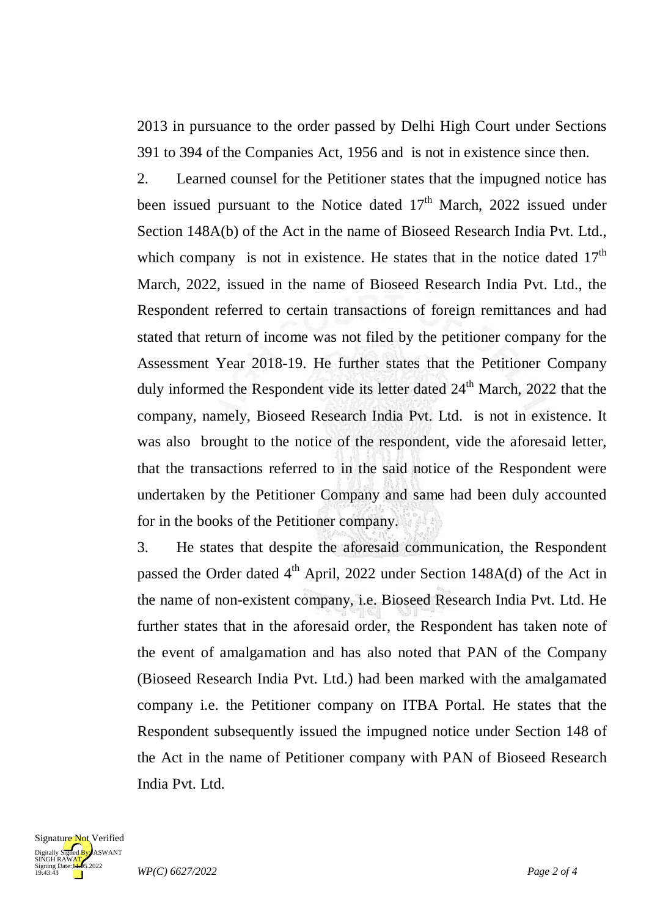2013 in pursuance to the order passed by Delhi High Court under Sections 391 to 394 of the Companies Act, 1956 and is not in existence since then.

2. Learned counsel for the Petitioner states that the impugned notice has been issued pursuant to the Notice dated 17th March, 2022 issued under Section 148A(b) of the Act in the name of Bioseed Research India Pvt. Ltd., which company is not in existence. He states that in the notice dated 17th March, 2022, issued in the name of Bioseed Research India Pvt. Ltd., the Respondent referred to certain transactions of foreign remittances and had stated that return of income was not filed by the petitioner company for the Assessment Year 2018-19. He further states that the Petitioner Company duly informed the Respondent vide its letter dated 24th March, 2022 that the company, namely, Bioseed Research India Pvt. Ltd. is not in existence. It was also brought to the notice of the respondent, vide the aforesaid letter, that the transactions referred to in the said notice of the Respondent were undertaken by the Petitioner Company and same had been duly accounted for in the books of the Petitioner company.

3. He states that despite the aforesaid communication, the Respondent passed the Order dated 4th April, 2022 under Section 148A(d) of the Act in the name of non-existent company, i.e. Bioseed Research India Pvt. Ltd. He further states that in the aforesaid order, the Respondent has taken note of the event of amalgamation and has also noted that PAN of the Company (Bioseed Research India Pvt. Ltd.) had been marked with the amalgamated company i.e. the Petitioner company on ITBA Portal. He states that the Respondent subsequently issued the impugned notice under Section 148 of the Act in the name of Petitioner company with PAN of Bioseed Research India Pvt. Ltd.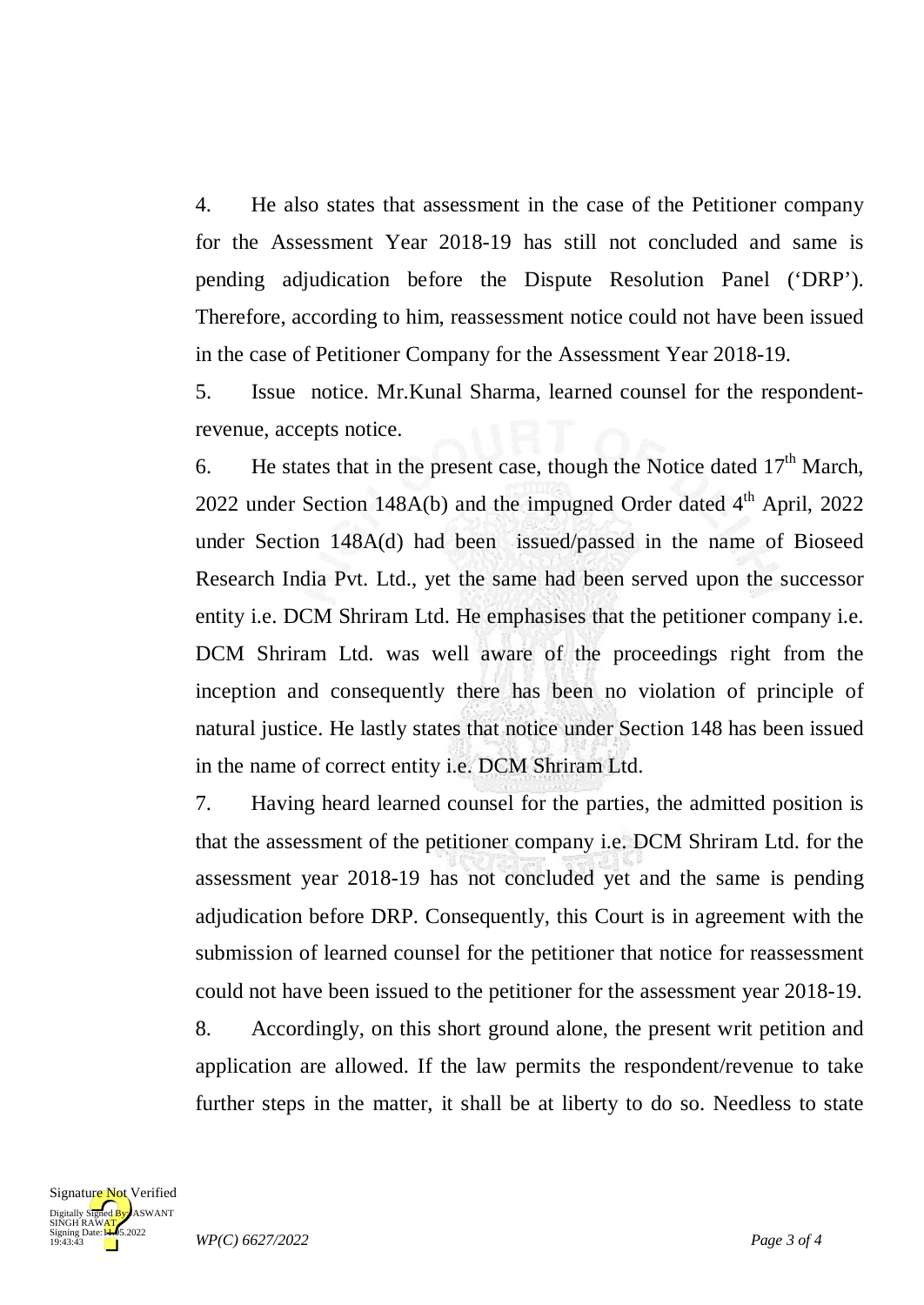4. He also states that assessment in the case of the Petitioner company for the Assessment Year 2018-19 has still not concluded and same is pending adjudication before the Dispute Resolution Panel ('DRP'). Therefore, according to him, reassessment notice could not have been issued in the case of Petitioner Company for the Assessment Year 2018-19.

5. Issue notice. Mr.Kunal Sharma, learned counsel for the respondent-revenue, accepts notice.

6. He states that in the present case, though the Notice dated 17th March, 2022 under Section 148A(b) and the impugned Order dated 4th April, 2022 under Section 148A(d) had been issued/passed in the name of Bioseed Research India Pvt. Ltd., yet the same had been served upon the successor entity i.e. DCM Shriram Ltd. He emphasises that the petitioner company i.e. DCM Shriram Ltd. was well aware of the proceedings right from the inception and consequently there has been no violation of principle of natural justice. He lastly states that notice under Section 148 has been issued in the name of correct entity i.e. DCM Shriram Ltd.

7. Having heard learned counsel for the parties, the admitted position is that the assessment of the petitioner company i.e. DCM Shriram Ltd. for the assessment year 2018-19 has not concluded yet and the same is pending adjudication before DRP. Consequently, this Court is in agreement with the submission of learned counsel for the petitioner that notice for reassessment could not have been issued to the petitioner for the assessment year 2018-19.

8. Accordingly, on this short ground alone, the present writ petition and application are allowed. If the law permits the respondent/revenue to take further steps in the matter, it shall be at liberty to do so. Needless to state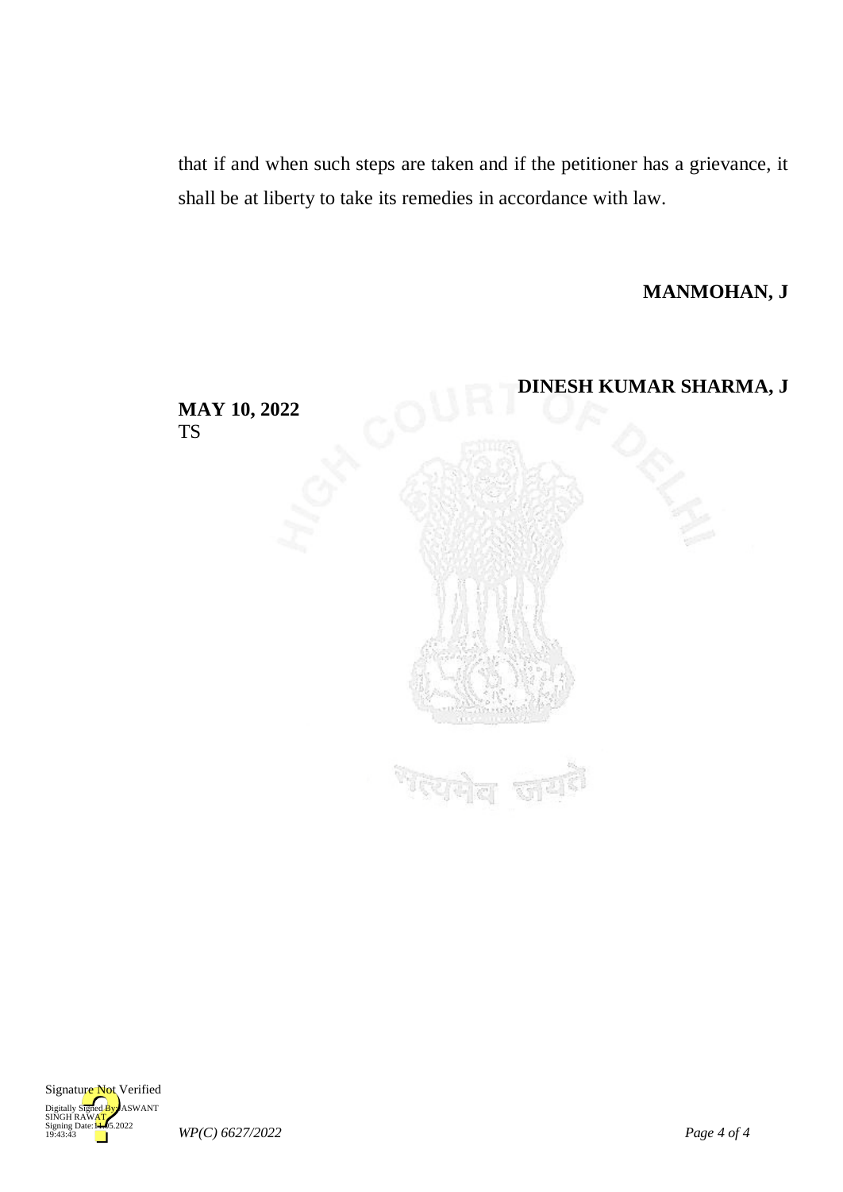that if and when such steps are taken and if the petitioner has a grievance, it shall be at liberty to take its remedies in accordance with law.

**MANMOHAN, J**

**DINESH KUMAR SHARMA, J**

**MAY 10, 2022**
TS